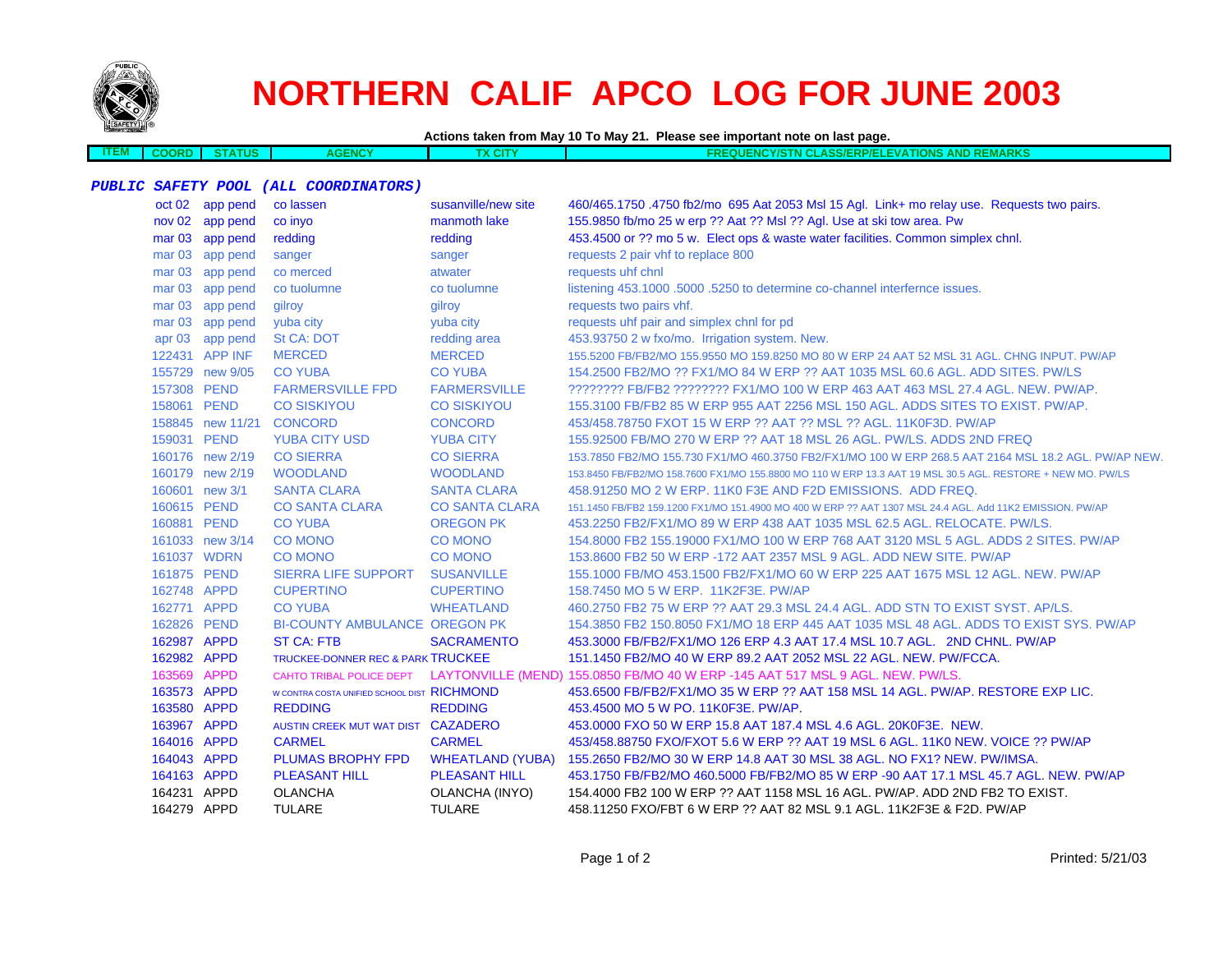# NORTHERN CALIF APCO LOG FOR JUNE 2003

**Actions taken from May 10 To May 21. Please see important note on last page.**

| ITEM | COORD | STATUS | AGENCY | TX CITY | FREQUENCY/STN CLASS/ERP/ELEVATIONS AND REMARKS |
|---|---|---|---|---|---|
| ***PUBLIC SAFETY POOL (ALL COORDINATORS)*** | | | | | |
| | oct 02 | app pend | co lassen | susanville/new site | 460/465.1750 .4750 fb2/mo 695 Aat 2053 Msl 15 Agl. Link+ mo relay use. Requests two pairs. |
| | nov 02 | app pend | co inyo | manmoth lake | 155.9850 fb/mo 25 w erp ?? Aat ?? Msl ?? Agl. Use at ski tow area. Pw |
| | mar 03 | app pend | redding | redding | 453.4500 or ?? mo 5 w. Elect ops & waste water facilities. Common simplex chnl. |
| | mar 03 | app pend | sanger | sanger | requests 2 pair vhf to replace 800 |
| | mar 03 | app pend | co merced | atwater | requests uhf chnl |
| | mar 03 | app pend | co tuolumne | co tuolumne | listening 453.1000 .5000 .5250 to determine co-channel interfernce issues. |
| | mar 03 | app pend | gilroy | gilroy | requests two pairs vhf. |
| | mar 03 | app pend | yuba city | yuba city | requests uhf pair and simplex chnl for pd |
| | apr 03 | app pend | St CA: DOT | redding area | 453.93750 2 w fxo/mo. Irrigation system. New. |
| | 122431 | APP INF | MERCED | MERCED | 155.5200 FB/FB2/MO 155.9550 MO 159.8250 MO 80 W ERP 24 AAT 52 MSL 31 AGL. CHNG INPUT. PW/AP |
| | 155729 | new 9/05 | CO YUBA | CO YUBA | 154.2500 FB2/MO ?? FX1/MO 84 W ERP ?? AAT 1035 MSL 60.6 AGL. ADD SITES. PW/LS |
| | 157308 | PEND | FARMERSVILLE FPD | FARMERSVILLE | ???????? FB/FB2 ???????? FX1/MO 100 W ERP 463 AAT 463 MSL 27.4 AGL. NEW. PW/AP. |
| | 158061 | PEND | CO SISKIYOU | CO SISKIYOU | 155.3100 FB/FB2 85 W ERP 955 AAT 2256 MSL 150 AGL. ADDS SITES TO EXIST. PW/AP. |
| | 158845 | new 11/21 | CONCORD | CONCORD | 453/458.78750 FXOT 15 W ERP ?? AAT ?? MSL ?? AGL. 11K0F3D. PW/AP |
| | 159031 | PEND | YUBA CITY USD | YUBA CITY | 155.92500 FB/MO 270 W ERP ?? AAT 18 MSL 26 AGL. PW/LS. ADDS 2ND FREQ |
| | 160176 | new 2/19 | CO SIERRA | CO SIERRA | 153.7850 FB2/MO 155.730 FX1/MO 460.3750 FB2/FX1/MO 100 W ERP 268.5 AAT 2164 MSL 18.2 AGL. PW/AP NEW. |
| | 160179 | new 2/19 | WOODLAND | WOODLAND | 153.8450 FB/FB2/MO 158.7600 FX1/MO 155.8800 MO 110 W ERP 13.3 AAT 19 MSL 30.5 AGL. RESTORE + NEW MO. PW/LS |
| | 160601 | new 3/1 | SANTA CLARA | SANTA CLARA | 458.91250 MO 2 W ERP. 11K0 F3E AND F2D EMISSIONS. ADD FREQ. |
| | 160615 | PEND | CO SANTA CLARA | CO SANTA CLARA | 151.1450 FB/FB2 159.1200 FX1/MO 151.4900 MO 400 W ERP ?? AAT 1307 MSL 24.4 AGL. Add 11K2 EMISSION. PW/AP |
| | 160881 | PEND | CO YUBA | OREGON PK | 453.2250 FB2/FX1/MO 89 W ERP 438 AAT 1035 MSL 62.5 AGL. RELOCATE. PW/LS. |
| | 161033 | new 3/14 | CO MONO | CO MONO | 154.8000 FB2 155.19000 FX1/MO 100 W ERP 768 AAT 3120 MSL 5 AGL. ADDS 2 SITES. PW/AP |
| | 161037 | WDRN | CO MONO | CO MONO | 153.8600 FB2 50 W ERP -172 AAT 2357 MSL 9 AGL. ADD NEW SITE. PW/AP |
| | 161875 | PEND | SIERRA LIFE SUPPORT | SUSANVILLE | 155.1000 FB/MO 453.1500 FB2/FX1/MO 60 W ERP 225 AAT 1675 MSL 12 AGL. NEW. PW/AP |
| | 162748 | APPD | CUPERTINO | CUPERTINO | 158.7450 MO 5 W ERP. 11K2F3E. PW/AP |
| | 162771 | APPD | CO YUBA | WHEATLAND | 460.2750 FB2 75 W ERP ?? AAT 29.3 MSL 24.4 AGL. ADD STN TO EXIST SYST. AP/LS. |
| | 162826 | PEND | BI-COUNTY AMBULANCE | OREGON PK | 154.3850 FB2 150.8050 FX1/MO 18 ERP 445 AAT 1035 MSL 48 AGL. ADDS TO EXIST SYS. PW/AP |
| | 162987 | APPD | ST CA: FTB | SACRAMENTO | 453.3000 FB/FB2/FX1/MO 126 ERP 4.3 AAT 17.4 MSL 10.7 AGL. 2ND CHNL. PW/AP |
| | 162982 | APPD | TRUCKEE-DONNER REC & PARK | TRUCKEE | 151.1450 FB2/MO 40 W ERP 89.2 AAT 2052 MSL 22 AGL. NEW. PW/FCCA. |
| | 163569 | APPD | CAHTO TRIBAL POLICE DEPT | LAYTONVILLE (MEND) | 155.0850 FB/MO 40 W ERP -145 AAT 517 MSL 9 AGL. NEW. PW/LS. |
| | 163573 | APPD | W CONTRA COSTA UNIFIED SCHOOL DIST | RICHMOND | 453.6500 FB/FB2/FX1/MO 35 W ERP ?? AAT 158 MSL 14 AGL. PW/AP. RESTORE EXP LIC. |
| | 163580 | APPD | REDDING | REDDING | 453.4500 MO 5 W PO. 11K0F3E. PW/AP. |
| | 163967 | APPD | AUSTIN CREEK MUT WAT DIST | CAZADERO | 453.0000 FXO 50 W ERP 15.8 AAT 187.4 MSL 4.6 AGL. 20K0F3E. NEW. |
| | 164016 | APPD | CARMEL | CARMEL | 453/458.88750 FXO/FXOT 5.6 W ERP ?? AAT 19 MSL 6 AGL. 11K0 NEW. VOICE ?? PW/AP |
| | 164043 | APPD | PLUMAS BROPHY FPD | WHEATLAND (YUBA) | 155.2650 FB2/MO 30 W ERP 14.8 AAT 30 MSL 38 AGL. NO FX1? NEW. PW/IMSA. |
| | 164163 | APPD | PLEASANT HILL | PLEASANT HILL | 453.1750 FB/FB2/MO 460.5000 FB/FB2/MO 85 W ERP -90 AAT 17.1 MSL 45.7 AGL. NEW. PW/AP |
| | 164231 | APPD | OLANCHA | OLANCHA (INYO) | 154.4000 FB2 100 W ERP ?? AAT 1158 MSL 16 AGL. PW/AP. ADD 2ND FB2 TO EXIST. |
| | 164279 | APPD | TULARE | TULARE | 458.11250 FXO/FBT 6 W ERP ?? AAT 82 MSL 9.1 AGL. 11K2F3E & F2D. PW/AP |

Printed: 5/21/03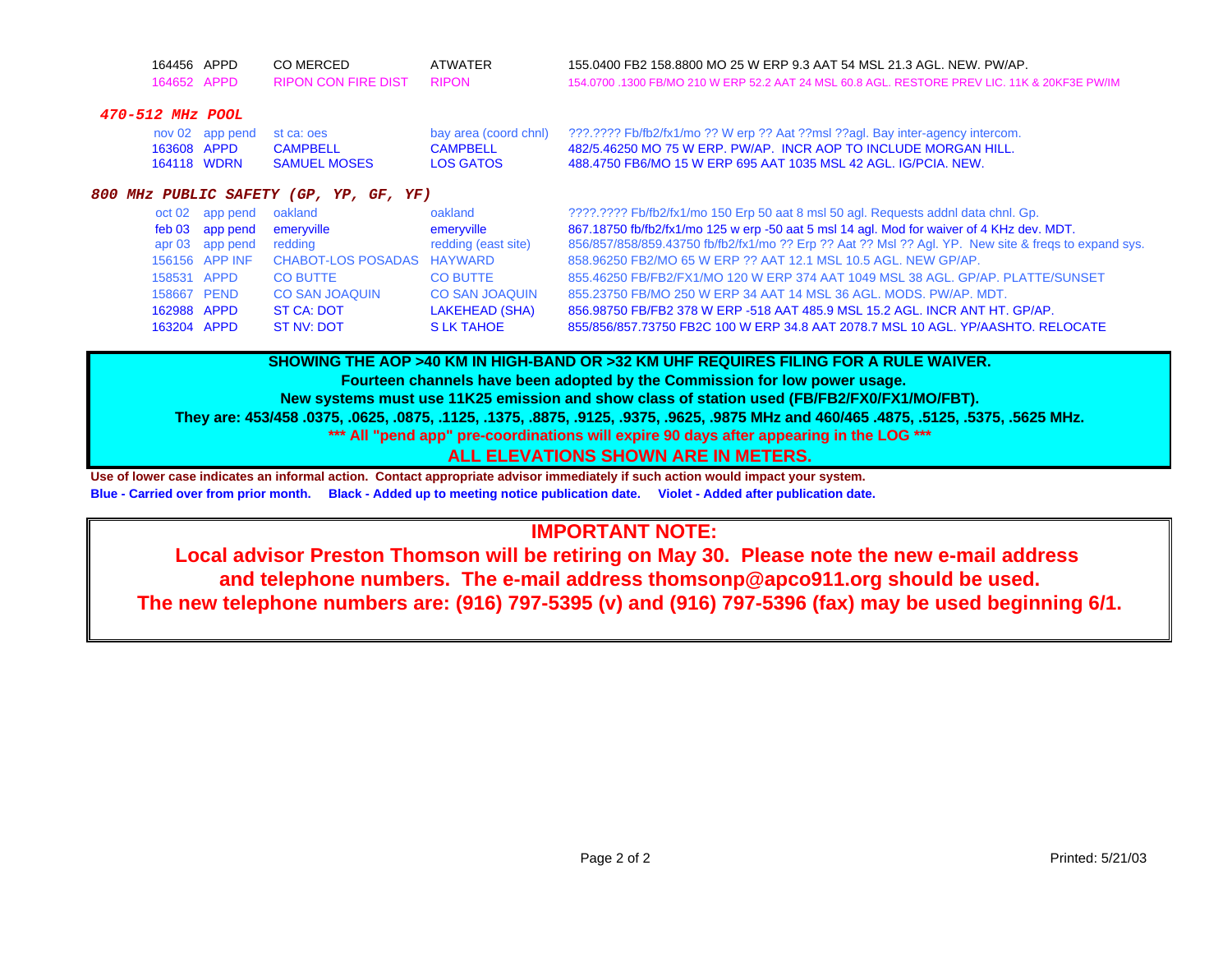| | | | | |
|---|---|---|---|---|
| 164456 | APPD | CO MERCED | ATWATER | 155.0400 FB2 158.8800 MO 25 W ERP 9.3 AAT 54 MSL 21.3 AGL. NEW. PW/AP. |
| 164652 | APPD | RIPON CON FIRE DIST | RIPON | 154.0700 .1300 FB/MO 210 W ERP 52.2 AAT 24 MSL 60.8 AGL. RESTORE PREV LIC. 11K & 20KF3E PW/IM |

### *470-512 MHz POOL*

| | | | | |
|---|---|---|---|---|
| nov 02 | app pend | st ca: oes | bay area (coord chnl) | ???.???? Fb/fb2/fx1/mo ?? W erp ?? Aat ??msl ??agl. Bay inter-agency intercom. |
| 163608 | APPD | CAMPBELL | CAMPBELL | 482/5.46250 MO 75 W ERP. PW/AP. INCR AOP TO INCLUDE MORGAN HILL. |
| 164118 | WDRN | SAMUEL MOSES | LOS GATOS | 488.4750 FB6/MO 15 W ERP 695 AAT 1035 MSL 42 AGL. IG/PCIA. NEW. |

### *800 MHz PUBLIC SAFETY (GP, YP, GF, YF)*

| | | | | |
|---|---|---|---|---|
| oct 02 | app pend | oakland | oakland | ????.???? Fb/fb2/fx1/mo 150 Erp 50 aat 8 msl 50 agl. Requests addnl data chnl. Gp. |
| feb 03 | app pend | emeryville | emeryville | 867.18750 fb/fb2/fx1/mo 125 w erp -50 aat 5 msl 14 agl. Mod for waiver of 4 KHz dev. MDT. |
| apr 03 | app pend | redding | redding (east site) | 856/857/858/859.43750 fb/fb2/fx1/mo ?? Erp ?? Aat ?? Msl ?? Agl. YP. New site & freqs to expand sys. |
| 156156 | APP INF | CHABOT-LOS POSADAS | HAYWARD | 858.96250 FB2/MO 65 W ERP ?? AAT 12.1 MSL 10.5 AGL. NEW GP/AP. |
| 158531 | APPD | CO BUTTE | CO BUTTE | 855.46250 FB/FB2/FX1/MO 120 W ERP 374 AAT 1049 MSL 38 AGL. GP/AP. PLATTE/SUNSET |
| 158667 | PEND | CO SAN JOAQUIN | CO SAN JOAQUIN | 855.23750 FB/MO 250 W ERP 34 AAT 14 MSL 36 AGL. MODS. PW/AP. MDT. |
| 162988 | APPD | ST CA: DOT | LAKEHEAD (SHA) | 856.98750 FB/FB2 378 W ERP -518 AAT 485.9 MSL 15.2 AGL. INCR ANT HT. GP/AP. |
| 163204 | APPD | ST NV: DOT | S LK TAHOE | 855/856/857.73750 FB2C 100 W ERP 34.8 AAT 2078.7 MSL 10 AGL. YP/AASHTO. RELOCATE |

**SHOWING THE AOP >40 KM IN HIGH-BAND OR >32 KM UHF REQUIRES FILING FOR A RULE WAIVER.**
**Fourteen channels have been adopted by the Commission for low power usage.**
**New systems must use 11K25 emission and show class of station used (FB/FB2/FX0/FX1/MO/FBT).**
**They are: 453/458 .0375, .0625, .0875, .1125, .1375, .8875, .9125, .9375, .9625, .9875 MHz and 460/465 .4875, .5125, .5375, .5625 MHz.**
**\*\*\* All "pend app" pre-coordinations will expire 90 days after appearing in the LOG \*\*\***
**ALL ELEVATIONS SHOWN ARE IN METERS.**

**Use of lower case indicates an informal action. Contact appropriate advisor immediately if such action would impact your system.**

**Blue - Carried over from prior month. Black - Added up to meeting notice publication date. Violet - Added after publication date.**

## IMPORTANT NOTE:

**Local advisor Preston Thomson will be retiring on May 30. Please note the new e-mail address and telephone numbers. The e-mail address thomsonp@apco911.org should be used. The new telephone numbers are: (916) 797-5395 (v) and (916) 797-5396 (fax) may be used beginning 6/1.**

Printed: 5/21/03